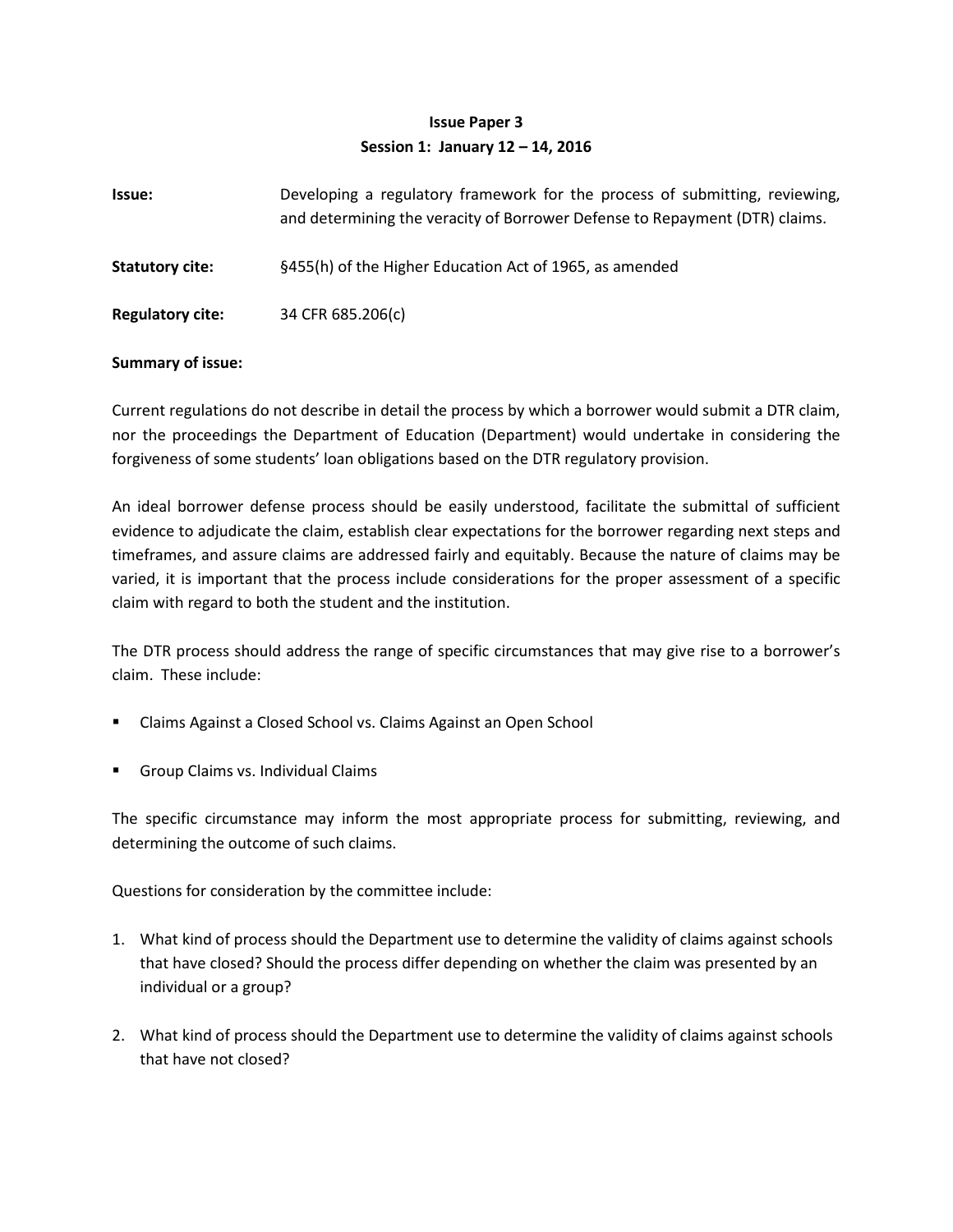**Issue Paper 3**

**Session 1: January 12 – 14, 2016**

**Issue:** Developing a regulatory framework for the process of submitting, reviewing, and determining the veracity of Borrower Defense to Repayment (DTR) claims.

**Statutory cite:** §455(h) of the Higher Education Act of 1965, as amended

**Regulatory cite:** 34 CFR 685.206(c)

**Summary of issue:**

Current regulations do not describe in detail the process by which a borrower would submit a DTR claim, nor the proceedings the Department of Education (Department) would undertake in considering the forgiveness of some students' loan obligations based on the DTR regulatory provision.

An ideal borrower defense process should be easily understood, facilitate the submittal of sufficient evidence to adjudicate the claim, establish clear expectations for the borrower regarding next steps and timeframes, and assure claims are addressed fairly and equitably. Because the nature of claims may be varied, it is important that the process include considerations for the proper assessment of a specific claim with regard to both the student and the institution.

The DTR process should address the range of specific circumstances that may give rise to a borrower's claim. These include:

- Claims Against a Closed School vs. Claims Against an Open School
- Group Claims vs. Individual Claims

The specific circumstance may inform the most appropriate process for submitting, reviewing, and determining the outcome of such claims.

Questions for consideration by the committee include:

1. What kind of process should the Department use to determine the validity of claims against schools that have closed? Should the process differ depending on whether the claim was presented by an individual or a group?
2. What kind of process should the Department use to determine the validity of claims against schools that have not closed?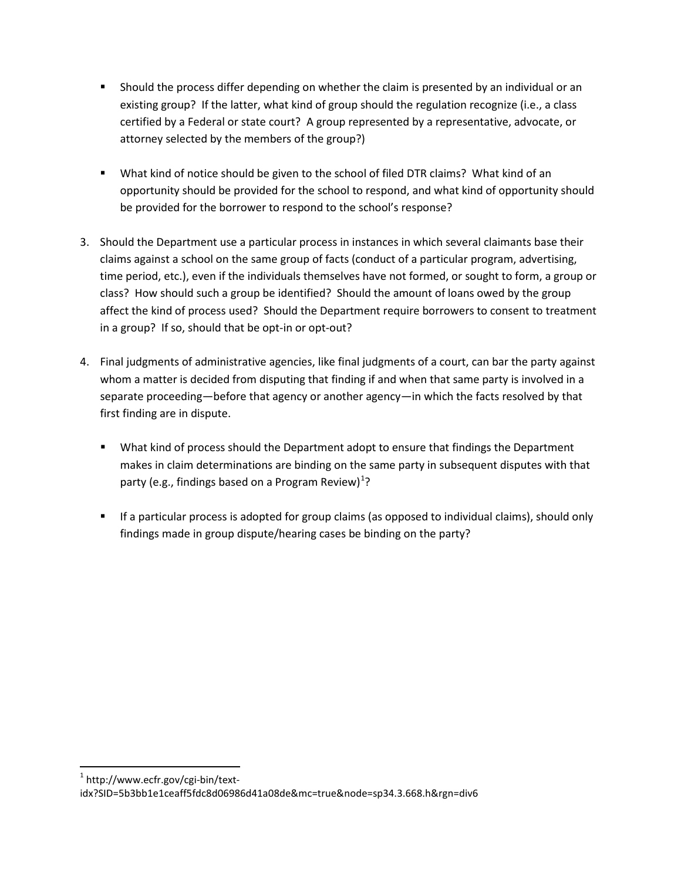- Should the process differ depending on whether the claim is presented by an individual or an existing group? If the latter, what kind of group should the regulation recognize (i.e., a class certified by a Federal or state court? A group represented by a representative, advocate, or attorney selected by the members of the group?)

- What kind of notice should be given to the school of filed DTR claims? What kind of an opportunity should be provided for the school to respond, and what kind of opportunity should be provided for the borrower to respond to the school's response?

3. Should the Department use a particular process in instances in which several claimants base their claims against a school on the same group of facts (conduct of a particular program, advertising, time period, etc.), even if the individuals themselves have not formed, or sought to form, a group or class? How should such a group be identified? Should the amount of loans owed by the group affect the kind of process used? Should the Department require borrowers to consent to treatment in a group? If so, should that be opt-in or opt-out?

4. Final judgments of administrative agencies, like final judgments of a court, can bar the party against whom a matter is decided from disputing that finding if and when that same party is involved in a separate proceeding—before that agency or another agency—in which the facts resolved by that first finding are in dispute.

   - What kind of process should the Department adopt to ensure that findings the Department makes in claim determinations are binding on the same party in subsequent disputes with that party (e.g., findings based on a Program Review)[1]?

   - If a particular process is adopted for group claims (as opposed to individual claims), should only findings made in group dispute/hearing cases be binding on the party?

[1] http://www.ecfr.gov/cgi-bin/text-idx?SID=5b3bb1e1ceaff5fdc8d06986d41a08de&mc=true&node=sp34.3.668.h&rgn=div6